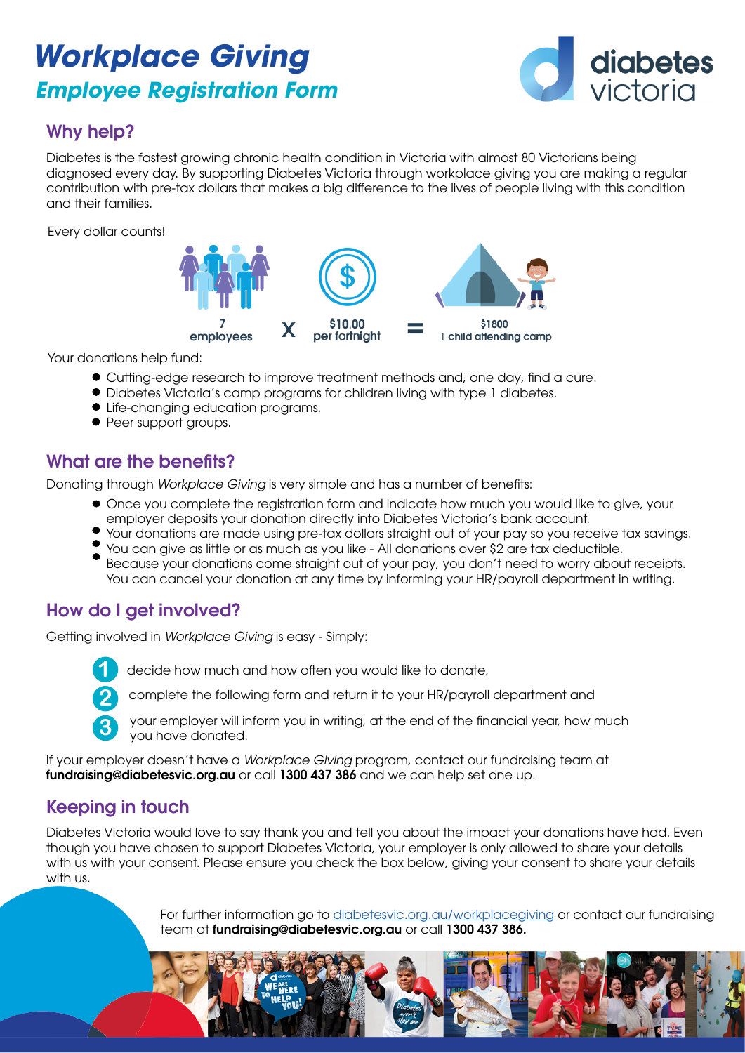# *Workplace Giving*

## *Employee Registration Form*

diabetes victoria

## Why help?

Diabetes is the fastest growing chronic health condition in Victoria with almost 80 Victorians being diagnosed every day. By supporting Diabetes Victoria through workplace giving you are making a regular contribution with pre-tax dollars that makes a big difference to the lives of people living with this condition and their families.

Every dollar counts!

7 employees X $10.00 per fortnight = $1800 1 child attending camp

Your donations help fund:

- Cutting-edge research to improve treatment methods and, one day, find a cure.
- Diabetes Victoria's camp programs for children living with type 1 diabetes.
- Life-changing education programs.
- Peer support groups.

## What are the benefits?

Donating through *Workplace Giving* is very simple and has a number of benefits:

- Once you complete the registration form and indicate how much you would like to give, your employer deposits your donation directly into Diabetes Victoria's bank account.
- Your donations are made using pre-tax dollars straight out of your pay so you receive tax savings.
- You can give as little or as much as you like - All donations over $2 are tax deductible.
- Because your donations come straight out of your pay, you don't need to worry about receipts. You can cancel your donation at any time by informing your HR/payroll department in writing.

## How do I get involved?

Getting involved in *Workplace Giving* is easy - Simply:

1. decide how much and how often you would like to donate,
2. complete the following form and return it to your HR/payroll department and
3. your employer will inform you in writing, at the end of the financial year, how much you have donated.

If your employer doesn't have a *Workplace Giving* program, contact our fundraising team at **fundraising@diabetesvic.org.au** or call **1300 437 386** and we can help set one up.

## Keeping in touch

Diabetes Victoria would love to say thank you and tell you about the impact your donations have had. Even though you have chosen to support Diabetes Victoria, your employer is only allowed to share your details with us with your consent. Please ensure you check the box below, giving your consent to share your details with us.

For further information go to diabetesvic.org.au/workplacegiving or contact our fundraising team at **fundraising@diabetesvic.org.au** or call **1300 437 386.**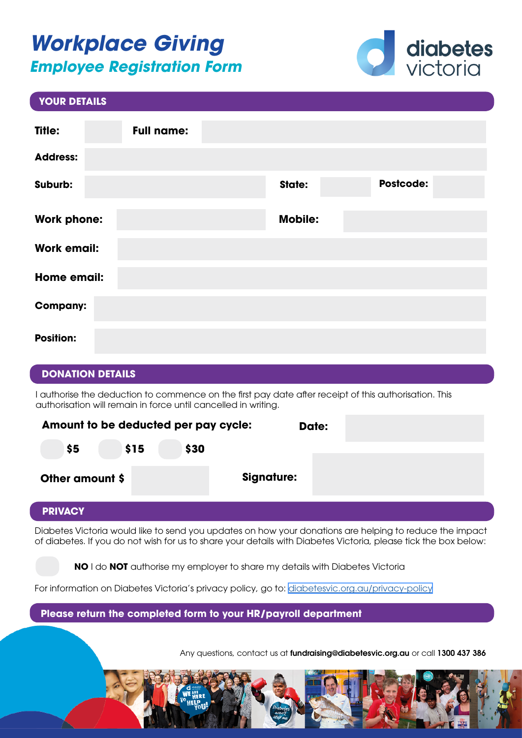# *Workplace Giving*

## *Employee Registration Form*

diabetes victoria

## YOUR DETAILS

**Title:** **Full name:**

**Address:**

**Suburb:** **State:** **Postcode:**

**Work phone:** **Mobile:**

**Work email:**

**Home email:**

**Company:**

**Position:**

## DONATION DETAILS

I authorise the deduction to commence on the first pay date after receipt of this authorisation. This authorisation will remain in force until cancelled in writing.

**Amount to be deducted per pay cycle:** **Date:**

**$5** **$15** **$30**

**Other amount $** **Signature:**

## PRIVACY

Diabetes Victoria would like to send you updates on how your donations are helping to reduce the impact of diabetes. If you do not wish for us to share your details with Diabetes Victoria, please tick the box below:

**NO** I do **NOT** authorise my employer to share my details with Diabetes Victoria

For information on Diabetes Victoria's privacy policy, go to: diabetesvic.org.au/privacy-policy

**Please return the completed form to your HR/payroll department**

Any questions, contact us at **fundraising@diabetesvic.org.au** or call **1300 437 386**